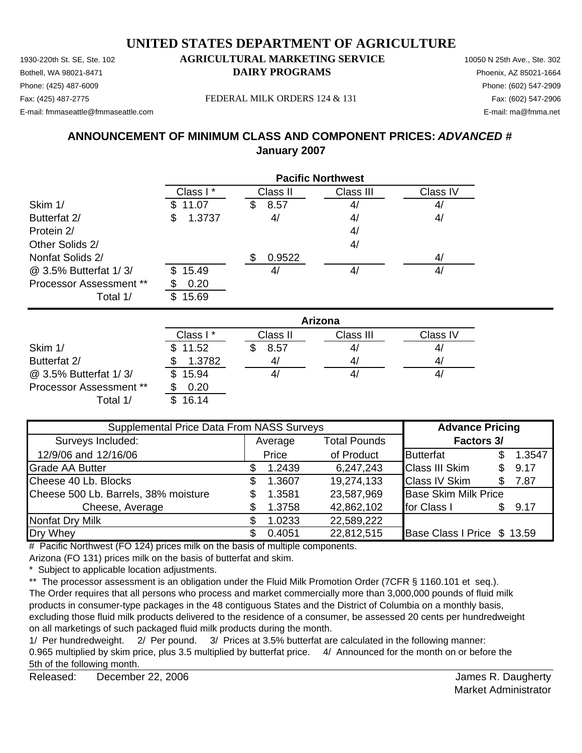# UNITED STATES DEPARTMENT OF AGRICULTURE

1930-220th St. SE, Ste. 102
Bothell, WA 98021-8471
Phone: (425) 487-6009
Fax: (425) 487-2775
E-mail: fmmaseattle@fmmaseattle.com

**AGRICULTURAL MARKETING SERVICE**
**DAIRY PROGRAMS**

FEDERAL MILK ORDERS 124 & 131

10050 N 25th Ave., Ste. 302
Phoenix, AZ 85021-1664
Phone: (602) 547-2909
Fax: (602) 547-2906
E-mail: ma@fmma.net

## ANNOUNCEMENT OF MINIMUM CLASS AND COMPONENT PRICES: *ADVANCED #*
## January 2007

| | Pacific Northwest | | | |
|---|---|---|---|---|
| | Class I * | Class II | Class III | Class IV |
| Skim 1/ | $ 11.07 | $ 8.57 | 4/ | 4/ |
| Butterfat 2/ | $ 1.3737 | 4/ | 4/ | 4/ |
| Protein 2/ | | | 4/ | |
| Other Solids 2/ | | | 4/ | |
| Nonfat Solids 2/ | | $ 0.9522 | | 4/ |
| @ 3.5% Butterfat 1/ 3/ | $ 15.49 | 4/ | 4/ | 4/ |
| Processor Assessment ** | $ 0.20 | | | |
| Total 1/ | $ 15.69 | | | |

| | Arizona | | | |
|---|---|---|---|---|
| | Class I * | Class II | Class III | Class IV |
| Skim 1/ | $ 11.52 | $ 8.57 | 4/ | 4/ |
| Butterfat 2/ | $ 1.3782 | 4/ | 4/ | 4/ |
| @ 3.5% Butterfat 1/ 3/ | $ 15.94 | 4/ | 4/ | 4/ |
| Processor Assessment ** | $ 0.20 | | | |
| Total 1/ | $ 16.14 | | | |

| Supplemental Price Data From NASS Surveys | | | Advance Pricing | |
|---|---|---|---|---|
| Surveys Included: | Average | Total Pounds | Factors 3/ | |
| 12/9/06 and 12/16/06 | Price | of Product | Butterfat | $ 1.3547 |
| Grade AA Butter | $ 1.2439 | 6,247,243 | Class III Skim | $ 9.17 |
| Cheese 40 Lb. Blocks | $ 1.3607 | 19,274,133 | Class IV Skim | $ 7.87 |
| Cheese 500 Lb. Barrels, 38% moisture | $ 1.3581 | 23,587,969 | Base Skim Milk Price | |
| Cheese, Average | $ 1.3758 | 42,862,102 | for Class I | $ 9.17 |
| Nonfat Dry Milk | $ 1.0233 | 22,589,222 | | |
| Dry Whey | $ 0.4051 | 22,812,515 | Base Class I Price | $ 13.59 |

# Pacific Northwest (FO 124) prices milk on the basis of multiple components.
Arizona (FO 131) prices milk on the basis of butterfat and skim.

\* Subject to applicable location adjustments.

** The processor assessment is an obligation under the Fluid Milk Promotion Order (7CFR § 1160.101 et seq.). The Order requires that all persons who process and market commercially more than 3,000,000 pounds of fluid milk products in consumer-type packages in the 48 contiguous States and the District of Columbia on a monthly basis, excluding those fluid milk products delivered to the residence of a consumer, be assessed 20 cents per hundredweight on all marketings of such packaged fluid milk products during the month.

1/ Per hundredweight. 2/ Per pound. 3/ Prices at 3.5% butterfat are calculated in the following manner: 0.965 multiplied by skim price, plus 3.5 multiplied by butterfat price. 4/ Announced for the month on or before the 5th of the following month.

Released: December 22, 2006

James R. Daugherty
Market Administrator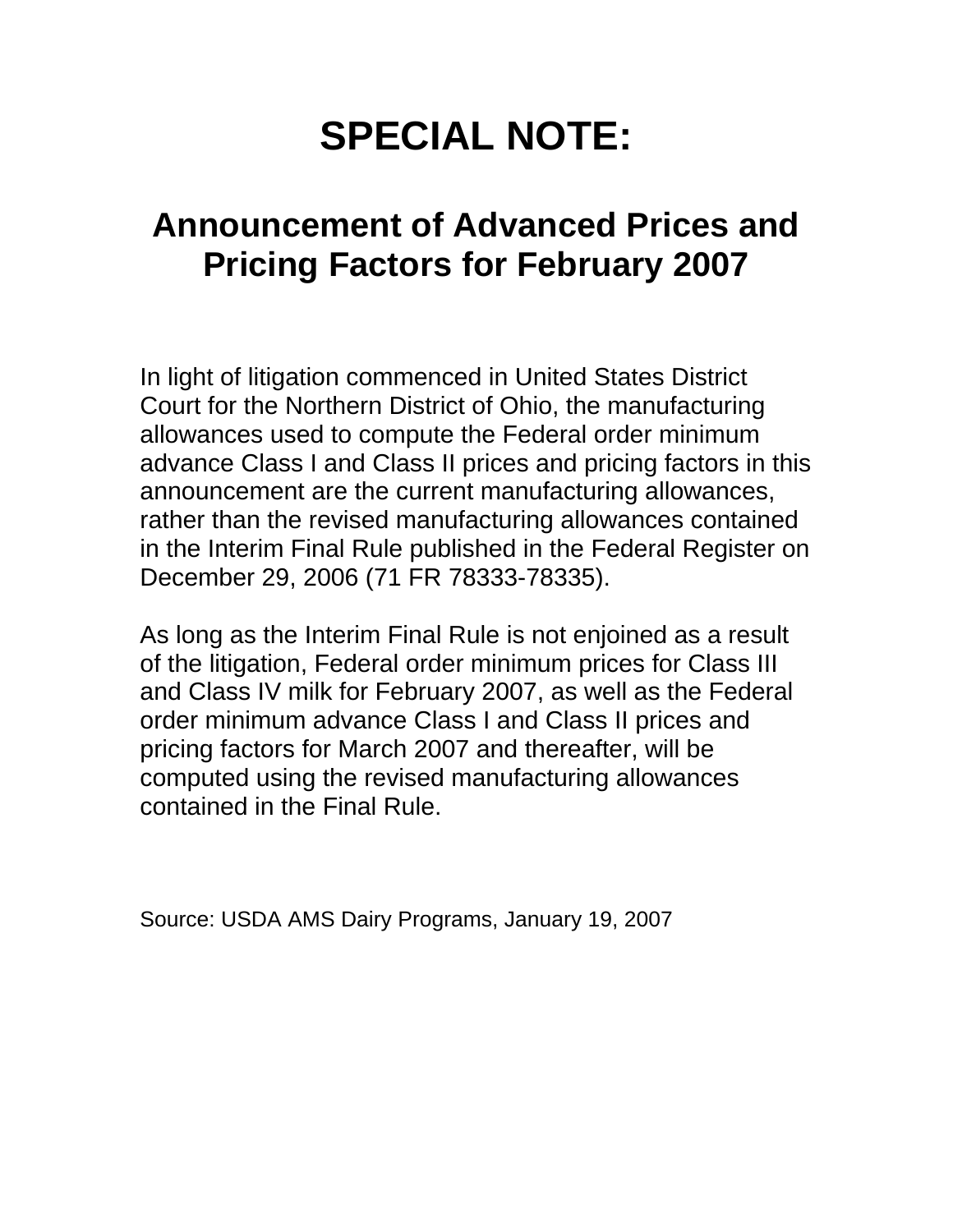# SPECIAL NOTE:

## Announcement of Advanced Prices and Pricing Factors for February 2007

In light of litigation commenced in United States District Court for the Northern District of Ohio, the manufacturing allowances used to compute the Federal order minimum advance Class I and Class II prices and pricing factors in this announcement are the current manufacturing allowances, rather than the revised manufacturing allowances contained in the Interim Final Rule published in the Federal Register on December 29, 2006 (71 FR 78333-78335).

As long as the Interim Final Rule is not enjoined as a result of the litigation, Federal order minimum prices for Class III and Class IV milk for February 2007, as well as the Federal order minimum advance Class I and Class II prices and pricing factors for March 2007 and thereafter, will be computed using the revised manufacturing allowances contained in the Final Rule.

Source: USDA AMS Dairy Programs, January 19, 2007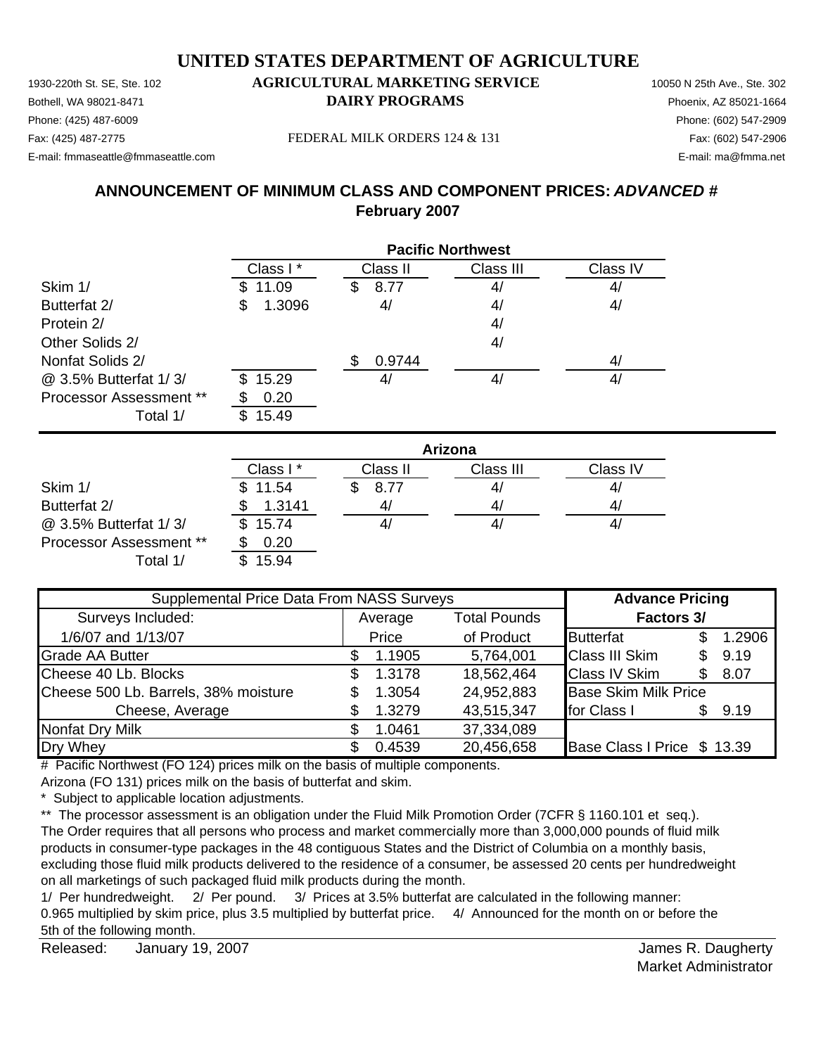# UNITED STATES DEPARTMENT OF AGRICULTURE

1930-220th St. SE, Ste. 102
Bothell, WA 98021-8471
Phone: (425) 487-6009
Fax: (425) 487-2775
E-mail: fmmaseattle@fmmaseattle.com

**AGRICULTURAL MARKETING SERVICE**
**DAIRY PROGRAMS**

FEDERAL MILK ORDERS 124 & 131

10050 N 25th Ave., Ste. 302
Phoenix, AZ 85021-1664
Phone: (602) 547-2909
Fax: (602) 547-2906
E-mail: ma@fmma.net

## ANNOUNCEMENT OF MINIMUM CLASS AND COMPONENT PRICES: *ADVANCED #*
## February 2007

| | Pacific Northwest | | | |
|---|---|---|---|---|
| | Class I * | Class II | Class III | Class IV |
| Skim 1/ | $ 11.09 | $ 8.77 | 4/ | 4/ |
| Butterfat 2/ | $ 1.3096 | 4/ | 4/ | 4/ |
| Protein 2/ | | | 4/ | |
| Other Solids 2/ | | | 4/ | |
| Nonfat Solids 2/ | | $ 0.9744 | | 4/ |
| @ 3.5% Butterfat 1/ 3/ | $ 15.29 | 4/ | 4/ | 4/ |
| Processor Assessment ** | $ 0.20 | | | |
| Total 1/ | $ 15.49 | | | |

| | Arizona | | | |
|---|---|---|---|---|
| | Class I * | Class II | Class III | Class IV |
| Skim 1/ | $ 11.54 | $ 8.77 | 4/ | 4/ |
| Butterfat 2/ | $ 1.3141 | 4/ | 4/ | 4/ |
| @ 3.5% Butterfat 1/ 3/ | $ 15.74 | 4/ | 4/ | 4/ |
| Processor Assessment ** | $ 0.20 | | | |
| Total 1/ | $ 15.94 | | | |

| Supplemental Price Data From NASS Surveys | | | Advance Pricing Factors 3/ | |
|---|---|---|---|---|
| Surveys Included: 1/6/07 and 1/13/07 | Average Price | Total Pounds of Product | | |
| Grade AA Butter | $ 1.1905 | 5,764,001 | Butterfat | $ 1.2906 |
| Cheese 40 Lb. Blocks | $ 1.3178 | 18,562,464 | Class III Skim | $ 9.19 |
| Cheese 500 Lb. Barrels, 38% moisture | $ 1.3054 | 24,952,883 | Class IV Skim | $ 8.07 |
| Cheese, Average | $ 1.3279 | 43,515,347 | Base Skim Milk Price for Class I | $ 9.19 |
| Nonfat Dry Milk | $ 1.0461 | 37,334,089 | | |
| Dry Whey | $ 0.4539 | 20,456,658 | Base Class I Price | $ 13.39 |

# Pacific Northwest (FO 124) prices milk on the basis of multiple components.
Arizona (FO 131) prices milk on the basis of butterfat and skim.
* Subject to applicable location adjustments.
** The processor assessment is an obligation under the Fluid Milk Promotion Order (7CFR § 1160.101 et seq.). The Order requires that all persons who process and market commercially more than 3,000,000 pounds of fluid milk products in consumer-type packages in the 48 contiguous States and the District of Columbia on a monthly basis, excluding those fluid milk products delivered to the residence of a consumer, be assessed 20 cents per hundredweight on all marketings of such packaged fluid milk products during the month.
1/ Per hundredweight. 2/ Per pound. 3/ Prices at 3.5% butterfat are calculated in the following manner: 0.965 multiplied by skim price, plus 3.5 multiplied by butterfat price. 4/ Announced for the month on or before the 5th of the following month.

Released: January 19, 2007

James R. Daugherty
Market Administrator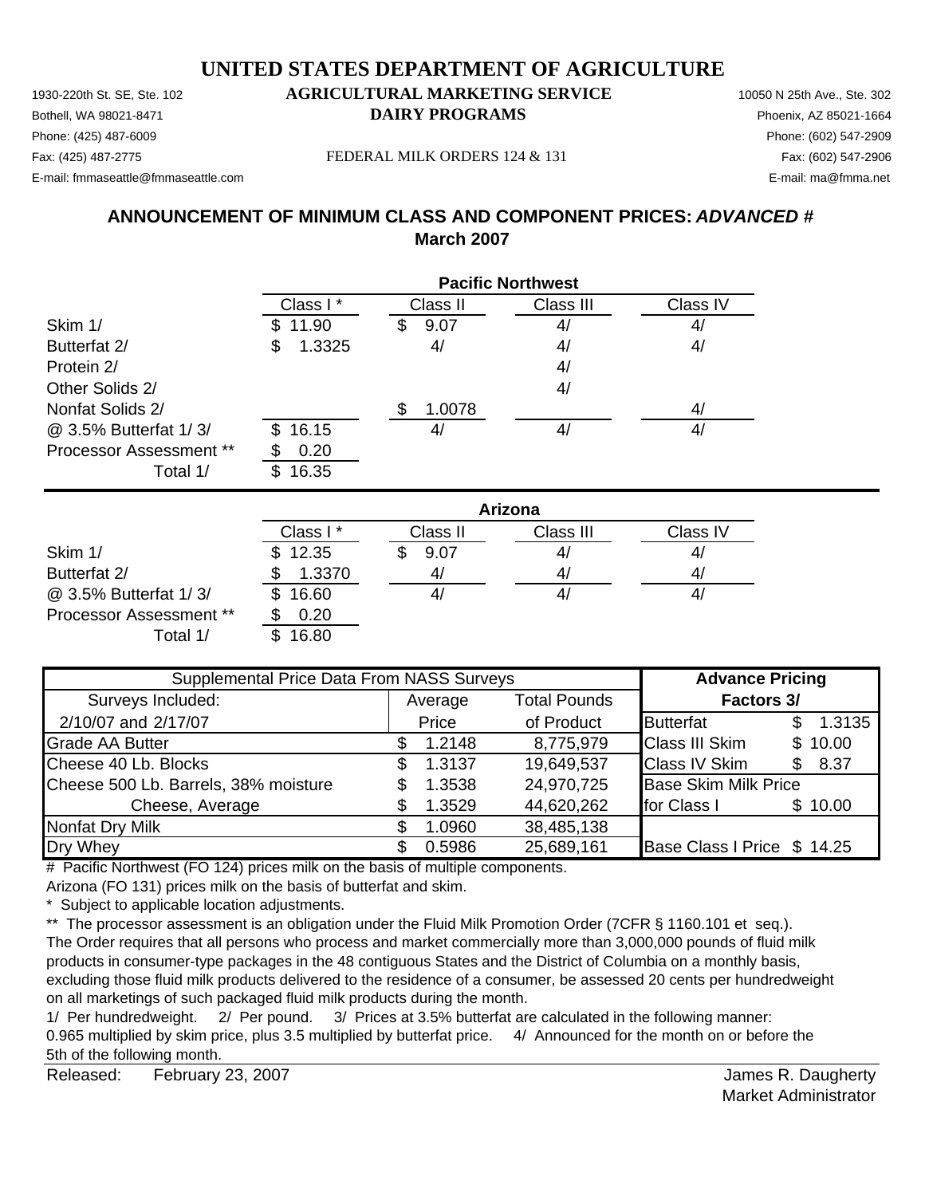# UNITED STATES DEPARTMENT OF AGRICULTURE

1930-220th St. SE, Ste. 102
Bothell, WA 98021-8471
Phone: (425) 487-6009
Fax: (425) 487-2775
E-mail: fmmaseattle@fmmaseattle.com

**AGRICULTURAL MARKETING SERVICE**
**DAIRY PROGRAMS**

FEDERAL MILK ORDERS 124 & 131

10050 N 25th Ave., Ste. 302
Phoenix, AZ 85021-1664
Phone: (602) 547-2909
Fax: (602) 547-2906
E-mail: ma@fmma.net

## ANNOUNCEMENT OF MINIMUM CLASS AND COMPONENT PRICES: *ADVANCED #*
## March 2007

| | **Pacific Northwest** | | | |
|---|---|---|---|---|
| | Class I * | Class II | Class III | Class IV |
| Skim 1/ | $ 11.90 | $ 9.07 | 4/ | 4/ |
| Butterfat 2/ | $ 1.3325 | 4/ | 4/ | 4/ |
| Protein 2/ | | | 4/ | |
| Other Solids 2/ | | | 4/ | |
| Nonfat Solids 2/ | | $ 1.0078 | | 4/ |
| @ 3.5% Butterfat 1/ 3/ | $ 16.15 | 4/ | 4/ | 4/ |
| Processor Assessment ** | $ 0.20 | | | |
| Total 1/ | $ 16.35 | | | |

| | **Arizona** | | | |
|---|---|---|---|---|
| | Class I * | Class II | Class III | Class IV |
| Skim 1/ | $ 12.35 | $ 9.07 | 4/ | 4/ |
| Butterfat 2/ | $ 1.3370 | 4/ | 4/ | 4/ |
| @ 3.5% Butterfat 1/ 3/ | $ 16.60 | 4/ | 4/ | 4/ |
| Processor Assessment ** | $ 0.20 | | | |
| Total 1/ | $ 16.80 | | | |

| Supplemental Price Data From NASS Surveys | | | Advance Pricing | |
|---|---|---|---|---|
| Surveys Included: | Average | Total Pounds | Factors 3/ | |
| 2/10/07 and 2/17/07 | Price | of Product | Butterfat | $ 1.3135 |
| Grade AA Butter | $ 1.2148 | 8,775,979 | Class III Skim | $ 10.00 |
| Cheese 40 Lb. Blocks | $ 1.3137 | 19,649,537 | Class IV Skim | $ 8.37 |
| Cheese 500 Lb. Barrels, 38% moisture | $ 1.3538 | 24,970,725 | Base Skim Milk Price | |
| Cheese, Average | $ 1.3529 | 44,620,262 | for Class I | $ 10.00 |
| Nonfat Dry Milk | $ 1.0960 | 38,485,138 | | |
| Dry Whey | $ 0.5986 | 25,689,161 | Base Class I Price | $ 14.25 |

# Pacific Northwest (FO 124) prices milk on the basis of multiple components.
Arizona (FO 131) prices milk on the basis of butterfat and skim.
* Subject to applicable location adjustments.
** The processor assessment is an obligation under the Fluid Milk Promotion Order (7CFR § 1160.101 et seq.). The Order requires that all persons who process and market commercially more than 3,000,000 pounds of fluid milk products in consumer-type packages in the 48 contiguous States and the District of Columbia on a monthly basis, excluding those fluid milk products delivered to the residence of a consumer, be assessed 20 cents per hundredweight on all marketings of such packaged fluid milk products during the month.
1/ Per hundredweight. 2/ Per pound. 3/ Prices at 3.5% butterfat are calculated in the following manner: 0.965 multiplied by skim price, plus 3.5 multiplied by butterfat price. 4/ Announced for the month on or before the 5th of the following month.

Released: February 23, 2007

James R. Daugherty
Market Administrator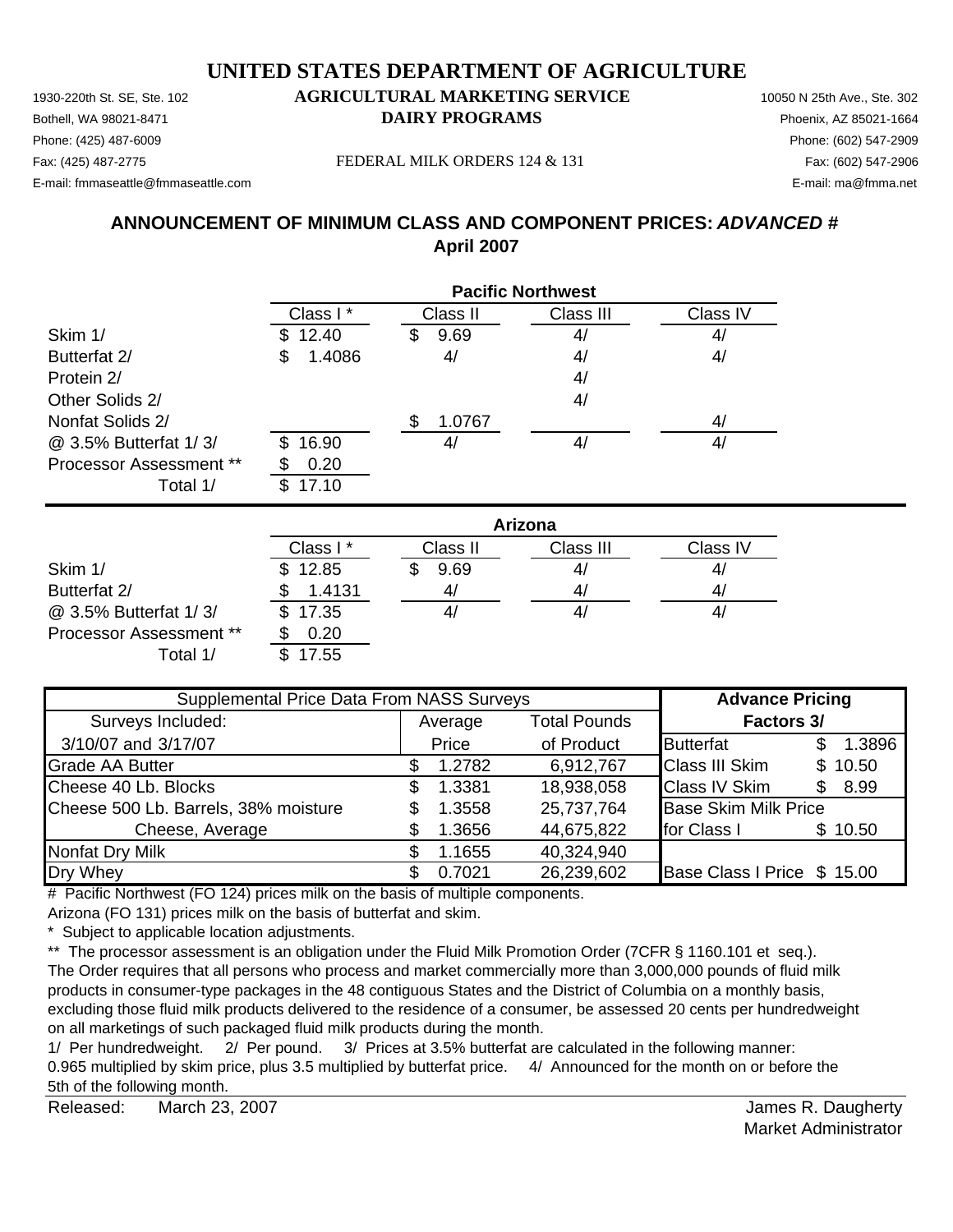# UNITED STATES DEPARTMENT OF AGRICULTURE

## AGRICULTURAL MARKETING SERVICE
## DAIRY PROGRAMS

1930-220th St. SE, Ste. 102
Bothell, WA 98021-8471
Phone: (425) 487-6009
Fax: (425) 487-2775
E-mail: fmmaseattle@fmmaseattle.com

FEDERAL MILK ORDERS 124 & 131

10050 N 25th Ave., Ste. 302
Phoenix, AZ 85021-1664
Phone: (602) 547-2909
Fax: (602) 547-2906
E-mail: ma@fmma.net

## ANNOUNCEMENT OF MINIMUM CLASS AND COMPONENT PRICES: *ADVANCED #*
## April 2007

| | Pacific Northwest | | | |
|---|---|---|---|---|
| | Class I * | Class II | Class III | Class IV |
| Skim 1/ | $ 12.40 | $ 9.69 | 4/ | 4/ |
| Butterfat 2/ | $ 1.4086 | 4/ | 4/ | 4/ |
| Protein 2/ | | | 4/ | |
| Other Solids 2/ | | | 4/ | |
| Nonfat Solids 2/ | | $ 1.0767 | | 4/ |
| @ 3.5% Butterfat 1/ 3/ | $ 16.90 | 4/ | 4/ | 4/ |
| Processor Assessment ** | $ 0.20 | | | |
| Total 1/ | $ 17.10 | | | |

| | Arizona | | | |
|---|---|---|---|---|
| | Class I * | Class II | Class III | Class IV |
| Skim 1/ | $ 12.85 | $ 9.69 | 4/ | 4/ |
| Butterfat 2/ | $ 1.4131 | 4/ | 4/ | 4/ |
| @ 3.5% Butterfat 1/ 3/ | $ 17.35 | 4/ | 4/ | 4/ |
| Processor Assessment ** | $ 0.20 | | | |
| Total 1/ | $ 17.55 | | | |

| Supplemental Price Data From NASS Surveys | | | Advance Pricing | |
|---|---|---|---|---|
| Surveys Included: | Average | Total Pounds | Factors 3/ | |
| 3/10/07 and 3/17/07 | Price | of Product | Butterfat | $ 1.3896 |
| Grade AA Butter | $ 1.2782 | 6,912,767 | Class III Skim | $ 10.50 |
| Cheese 40 Lb. Blocks | $ 1.3381 | 18,938,058 | Class IV Skim | $ 8.99 |
| Cheese 500 Lb. Barrels, 38% moisture | $ 1.3558 | 25,737,764 | Base Skim Milk Price | |
| Cheese, Average | $ 1.3656 | 44,675,822 | for Class I | $ 10.50 |
| Nonfat Dry Milk | $ 1.1655 | 40,324,940 | | |
| Dry Whey | $ 0.7021 | 26,239,602 | Base Class I Price | $ 15.00 |

# Pacific Northwest (FO 124) prices milk on the basis of multiple components.
Arizona (FO 131) prices milk on the basis of butterfat and skim.

\* Subject to applicable location adjustments.

** The processor assessment is an obligation under the Fluid Milk Promotion Order (7CFR § 1160.101 et seq.). The Order requires that all persons who process and market commercially more than 3,000,000 pounds of fluid milk products in consumer-type packages in the 48 contiguous States and the District of Columbia on a monthly basis, excluding those fluid milk products delivered to the residence of a consumer, be assessed 20 cents per hundredweight on all marketings of such packaged fluid milk products during the month.

1/ Per hundredweight. 2/ Per pound. 3/ Prices at 3.5% butterfat are calculated in the following manner: 0.965 multiplied by skim price, plus 3.5 multiplied by butterfat price. 4/ Announced for the month on or before the 5th of the following month.

Released: March 23, 2007

James R. Daugherty
Market Administrator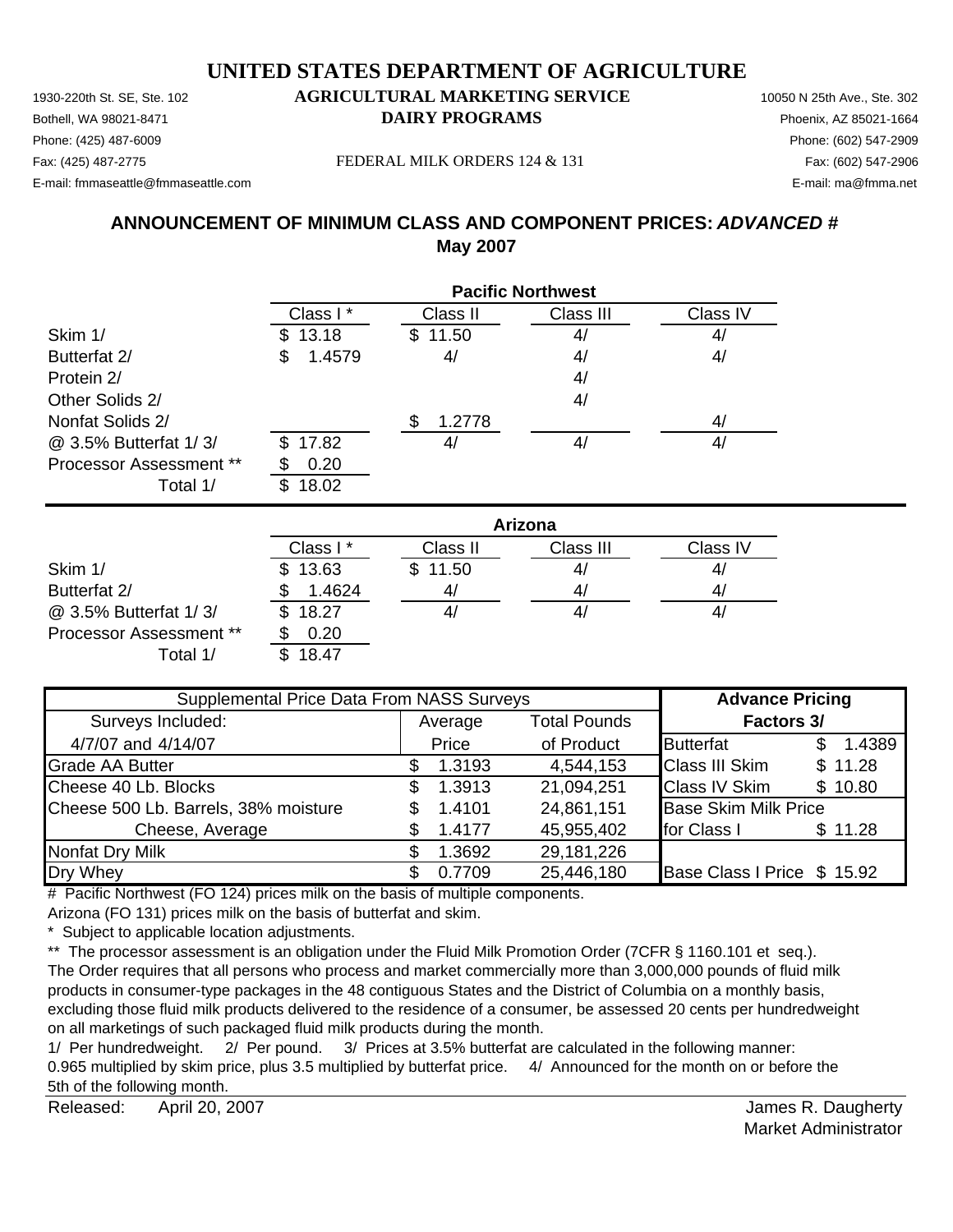# UNITED STATES DEPARTMENT OF AGRICULTURE

1930-220th St. SE, Ste. 102
Bothell, WA 98021-8471
Phone: (425) 487-6009
Fax: (425) 487-2775
E-mail: fmmaseattle@fmmaseattle.com

**AGRICULTURAL MARKETING SERVICE**
**DAIRY PROGRAMS**

FEDERAL MILK ORDERS 124 & 131

10050 N 25th Ave., Ste. 302
Phoenix, AZ 85021-1664
Phone: (602) 547-2909
Fax: (602) 547-2906
E-mail: ma@fmma.net

## ANNOUNCEMENT OF MINIMUM CLASS AND COMPONENT PRICES: *ADVANCED #*
## May 2007

| | Pacific Northwest | | | |
|---|---|---|---|---|
| | Class I * | Class II | Class III | Class IV |
| Skim 1/ | $ 13.18 | $ 11.50 | 4/ | 4/ |
| Butterfat 2/ | $ 1.4579 | 4/ | 4/ | 4/ |
| Protein 2/ | | | 4/ | |
| Other Solids 2/ | | | 4/ | |
| Nonfat Solids 2/ | | $ 1.2778 | | 4/ |
| @ 3.5% Butterfat 1/ 3/ | $ 17.82 | 4/ | 4/ | 4/ |
| Processor Assessment ** | $ 0.20 | | | |
| Total 1/ | $ 18.02 | | | |

| | Arizona | | | |
|---|---|---|---|---|
| | Class I * | Class II | Class III | Class IV |
| Skim 1/ | $ 13.63 | $ 11.50 | 4/ | 4/ |
| Butterfat 2/ | $ 1.4624 | 4/ | 4/ | 4/ |
| @ 3.5% Butterfat 1/ 3/ | $ 18.27 | 4/ | 4/ | 4/ |
| Processor Assessment ** | $ 0.20 | | | |
| Total 1/ | $ 18.47 | | | |

| Supplemental Price Data From NASS Surveys | | | Advance Pricing | |
|---|---|---|---|---|
| Surveys Included: | Average | Total Pounds | Factors 3/ | |
| 4/7/07 and 4/14/07 | Price | of Product | Butterfat | $ 1.4389 |
| Grade AA Butter | $ 1.3193 | 4,544,153 | Class III Skim | $ 11.28 |
| Cheese 40 Lb. Blocks | $ 1.3913 | 21,094,251 | Class IV Skim | $ 10.80 |
| Cheese 500 Lb. Barrels, 38% moisture | $ 1.4101 | 24,861,151 | Base Skim Milk Price | |
| Cheese, Average | $ 1.4177 | 45,955,402 | for Class I | $ 11.28 |
| Nonfat Dry Milk | $ 1.3692 | 29,181,226 | | |
| Dry Whey | $ 0.7709 | 25,446,180 | Base Class I Price | $ 15.92 |

# Pacific Northwest (FO 124) prices milk on the basis of multiple components.
Arizona (FO 131) prices milk on the basis of butterfat and skim.

\* Subject to applicable location adjustments.

** The processor assessment is an obligation under the Fluid Milk Promotion Order (7CFR § 1160.101 et seq.). The Order requires that all persons who process and market commercially more than 3,000,000 pounds of fluid milk products in consumer-type packages in the 48 contiguous States and the District of Columbia on a monthly basis, excluding those fluid milk products delivered to the residence of a consumer, be assessed 20 cents per hundredweight on all marketings of such packaged fluid milk products during the month.

1/ Per hundredweight. 2/ Per pound. 3/ Prices at 3.5% butterfat are calculated in the following manner: 0.965 multiplied by skim price, plus 3.5 multiplied by butterfat price. 4/ Announced for the month on or before the 5th of the following month.

Released: April 20, 2007

James R. Daugherty
Market Administrator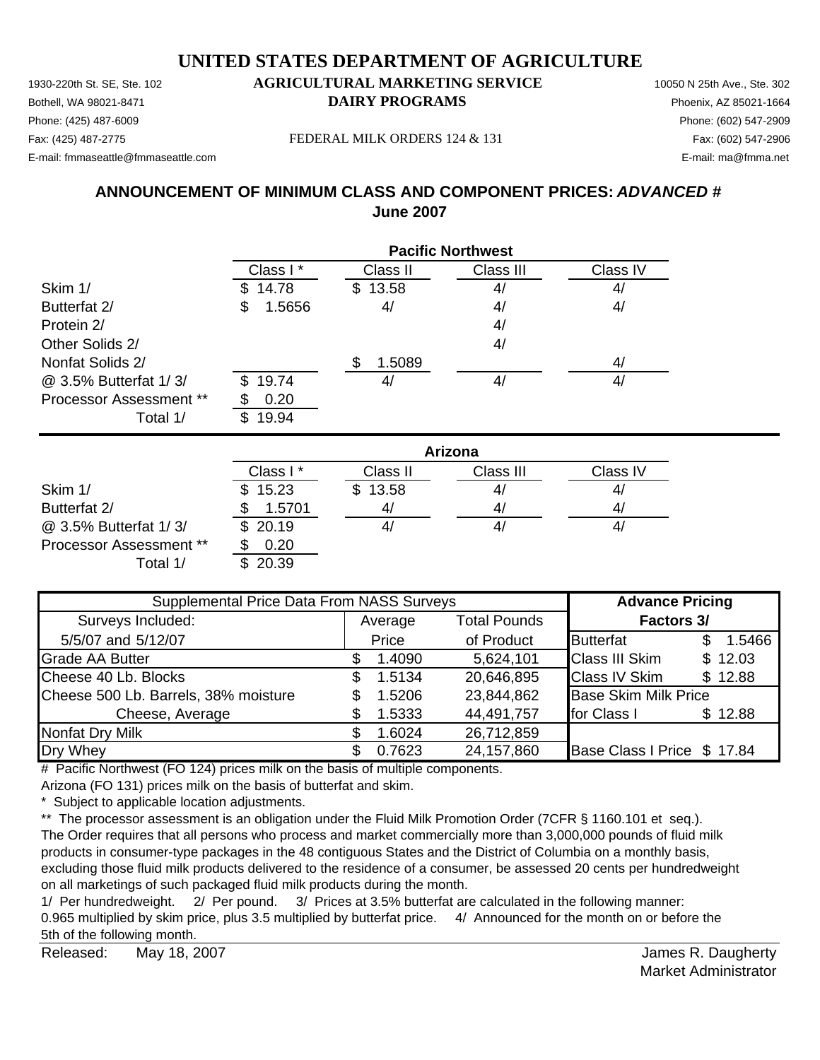# UNITED STATES DEPARTMENT OF AGRICULTURE

## AGRICULTURAL MARKETING SERVICE
## DAIRY PROGRAMS

1930-220th St. SE, Ste. 102
Bothell, WA 98021-8471
Phone: (425) 487-6009
Fax: (425) 487-2775
E-mail: fmmaseattle@fmmaseattle.com

FEDERAL MILK ORDERS 124 & 131

10050 N 25th Ave., Ste. 302
Phoenix, AZ 85021-1664
Phone: (602) 547-2909
Fax: (602) 547-2906
E-mail: ma@fmma.net

## ANNOUNCEMENT OF MINIMUM CLASS AND COMPONENT PRICES: *ADVANCED #*
## June 2007

**Pacific Northwest**

| | Class I * | Class II | Class III | Class IV |
|---|---|---|---|---|
| Skim 1/ | $ 14.78 | $ 13.58 | 4/ | 4/ |
| Butterfat 2/ | $ 1.5656 | 4/ | 4/ | 4/ |
| Protein 2/ | | | 4/ | |
| Other Solids 2/ | | | 4/ | |
| Nonfat Solids 2/ | | $ 1.5089 | | 4/ |
| @ 3.5% Butterfat 1/ 3/ | $ 19.74 | 4/ | 4/ | 4/ |
| Processor Assessment ** | $ 0.20 | | | |
| Total 1/ | $ 19.94 | | | |

**Arizona**

| | Class I * | Class II | Class III | Class IV |
|---|---|---|---|---|
| Skim 1/ | $ 15.23 | $ 13.58 | 4/ | 4/ |
| Butterfat 2/ | $ 1.5701 | 4/ | 4/ | 4/ |
| @ 3.5% Butterfat 1/ 3/ | $ 20.19 | 4/ | 4/ | 4/ |
| Processor Assessment ** | $ 0.20 | | | |
| Total 1/ | $ 20.39 | | | |

| Supplemental Price Data From NASS Surveys | | | Advance Pricing Factors 3/ | |
|---|---|---|---|---|
| Surveys Included: 5/5/07 and 5/12/07 | Average Price | Total Pounds of Product | | |
| Grade AA Butter | $ 1.4090 | 5,624,101 | Butterfat | $ 1.5466 |
| Cheese 40 Lb. Blocks | $ 1.5134 | 20,646,895 | Class III Skim | $ 12.03 |
| Cheese 500 Lb. Barrels, 38% moisture | $ 1.5206 | 23,844,862 | Class IV Skim | $ 12.88 |
| Cheese, Average | $ 1.5333 | 44,491,757 | Base Skim Milk Price for Class I | $ 12.88 |
| Nonfat Dry Milk | $ 1.6024 | 26,712,859 | | |
| Dry Whey | $ 0.7623 | 24,157,860 | Base Class I Price | $ 17.84 |

# Pacific Northwest (FO 124) prices milk on the basis of multiple components.
Arizona (FO 131) prices milk on the basis of butterfat and skim.

\* Subject to applicable location adjustments.

** The processor assessment is an obligation under the Fluid Milk Promotion Order (7CFR § 1160.101 et seq.). The Order requires that all persons who process and market commercially more than 3,000,000 pounds of fluid milk products in consumer-type packages in the 48 contiguous States and the District of Columbia on a monthly basis, excluding those fluid milk products delivered to the residence of a consumer, be assessed 20 cents per hundredweight on all marketings of such packaged fluid milk products during the month.

1/ Per hundredweight. 2/ Per pound. 3/ Prices at 3.5% butterfat are calculated in the following manner: 0.965 multiplied by skim price, plus 3.5 multiplied by butterfat price. 4/ Announced for the month on or before the 5th of the following month.

Released: May 18, 2007

James R. Daugherty
Market Administrator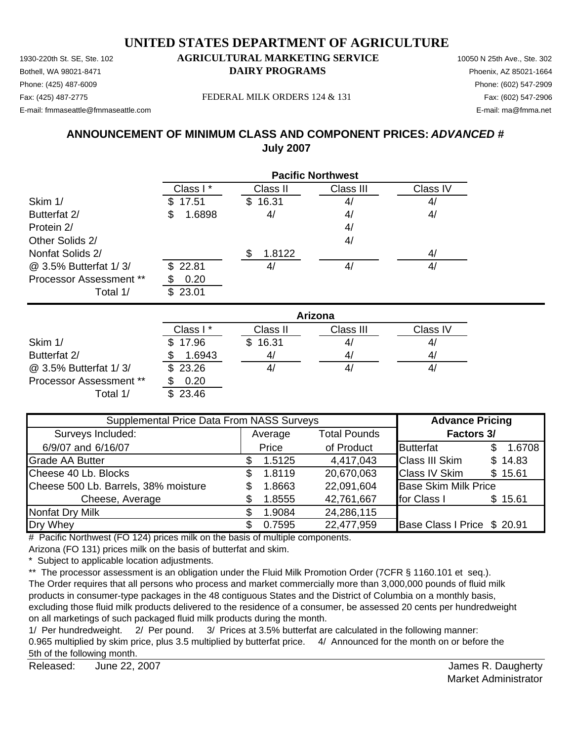# UNITED STATES DEPARTMENT OF AGRICULTURE

1930-220th St. SE, Ste. 102
Bothell, WA 98021-8471
Phone: (425) 487-6009
Fax: (425) 487-2775
E-mail: fmmaseattle@fmmaseattle.com

**AGRICULTURAL MARKETING SERVICE**
**DAIRY PROGRAMS**

FEDERAL MILK ORDERS 124 & 131

10050 N 25th Ave., Ste. 302
Phoenix, AZ 85021-1664
Phone: (602) 547-2909
Fax: (602) 547-2906
E-mail: ma@fmma.net

## ANNOUNCEMENT OF MINIMUM CLASS AND COMPONENT PRICES: *ADVANCED #*
## July 2007

| | Pacific Northwest | | | |
|---|---|---|---|---|
| | Class I * | Class II | Class III | Class IV |
| Skim 1/ | $ 17.51 | $ 16.31 | 4/ | 4/ |
| Butterfat 2/ | $ 1.6898 | 4/ | 4/ | 4/ |
| Protein 2/ | | | 4/ | |
| Other Solids 2/ | | | 4/ | |
| Nonfat Solids 2/ | | $ 1.8122 | | 4/ |
| @ 3.5% Butterfat 1/ 3/ | $ 22.81 | 4/ | 4/ | 4/ |
| Processor Assessment ** | $ 0.20 | | | |
| Total 1/ | $ 23.01 | | | |

| | Arizona | | | |
|---|---|---|---|---|
| | Class I * | Class II | Class III | Class IV |
| Skim 1/ | $ 17.96 | $ 16.31 | 4/ | 4/ |
| Butterfat 2/ | $ 1.6943 | 4/ | 4/ | 4/ |
| @ 3.5% Butterfat 1/ 3/ | $ 23.26 | 4/ | 4/ | 4/ |
| Processor Assessment ** | $ 0.20 | | | |
| Total 1/ | $ 23.46 | | | |

| Supplemental Price Data From NASS Surveys | | | Advance Pricing | |
|---|---|---|---|---|
| Surveys Included: | Average | Total Pounds | Factors 3/ | |
| 6/9/07 and 6/16/07 | Price | of Product | Butterfat | $ 1.6708 |
| Grade AA Butter | $ 1.5125 | 4,417,043 | Class III Skim | $ 14.83 |
| Cheese 40 Lb. Blocks | $ 1.8119 | 20,670,063 | Class IV Skim | $ 15.61 |
| Cheese 500 Lb. Barrels, 38% moisture | $ 1.8663 | 22,091,604 | Base Skim Milk Price | |
| Cheese, Average | $ 1.8555 | 42,761,667 | for Class I | $ 15.61 |
| Nonfat Dry Milk | $ 1.9084 | 24,286,115 | | |
| Dry Whey | $ 0.7595 | 22,477,959 | Base Class I Price | $ 20.91 |

# Pacific Northwest (FO 124) prices milk on the basis of multiple components.
Arizona (FO 131) prices milk on the basis of butterfat and skim.

\* Subject to applicable location adjustments.

** The processor assessment is an obligation under the Fluid Milk Promotion Order (7CFR § 1160.101 et seq.). The Order requires that all persons who process and market commercially more than 3,000,000 pounds of fluid milk products in consumer-type packages in the 48 contiguous States and the District of Columbia on a monthly basis, excluding those fluid milk products delivered to the residence of a consumer, be assessed 20 cents per hundredweight on all marketings of such packaged fluid milk products during the month.

1/ Per hundredweight. 2/ Per pound. 3/ Prices at 3.5% butterfat are calculated in the following manner: 0.965 multiplied by skim price, plus 3.5 multiplied by butterfat price. 4/ Announced for the month on or before the 5th of the following month.

Released: June 22, 2007

James R. Daugherty
Market Administrator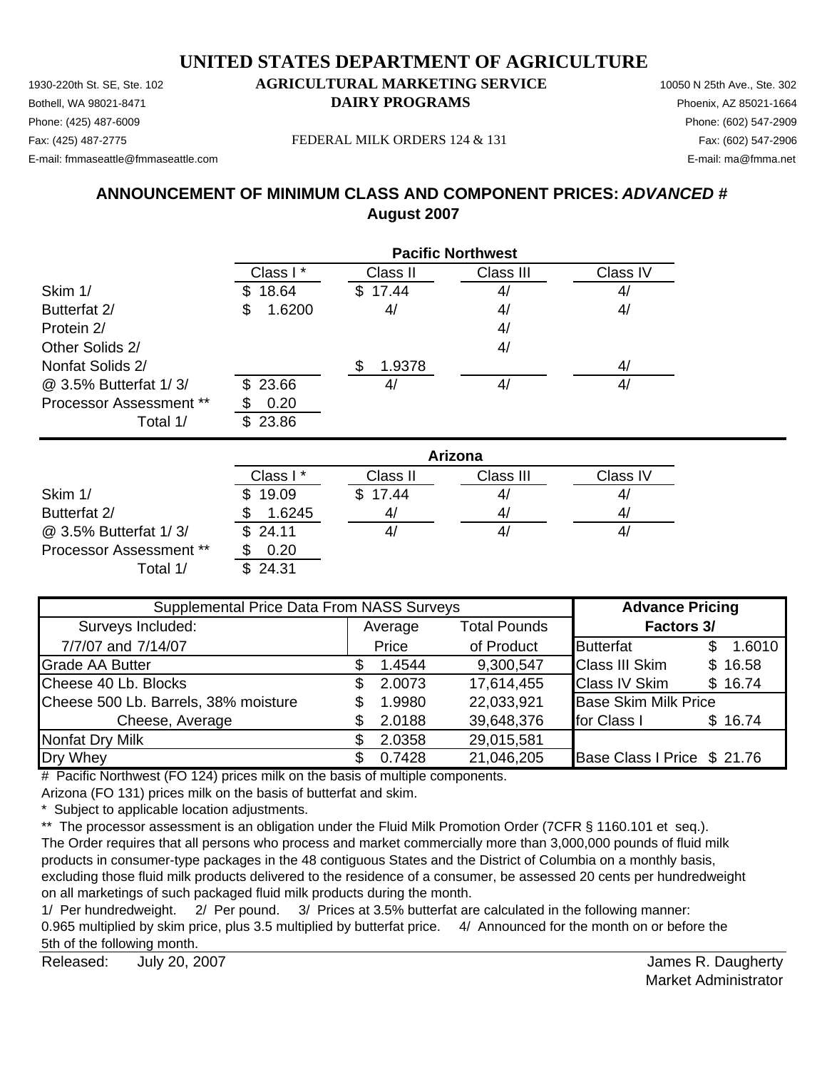# UNITED STATES DEPARTMENT OF AGRICULTURE

1930-220th St. SE, Ste. 102
Bothell, WA 98021-8471
Phone: (425) 487-6009
Fax: (425) 487-2775
E-mail: fmmaseattle@fmmaseattle.com

**AGRICULTURAL MARKETING SERVICE**
**DAIRY PROGRAMS**

FEDERAL MILK ORDERS 124 & 131

10050 N 25th Ave., Ste. 302
Phoenix, AZ 85021-1664
Phone: (602) 547-2909
Fax: (602) 547-2906
E-mail: ma@fmma.net

## ANNOUNCEMENT OF MINIMUM CLASS AND COMPONENT PRICES: *ADVANCED #*
## August 2007

**Pacific Northwest**

| | Class I * | Class II | Class III | Class IV |
|---|---|---|---|---|
| Skim 1/ | $ 18.64 | $ 17.44 | 4/ | 4/ |
| Butterfat 2/ | $ 1.6200 | 4/ | 4/ | 4/ |
| Protein 2/ | | | 4/ | |
| Other Solids 2/ | | | 4/ | |
| Nonfat Solids 2/ | | $ 1.9378 | | 4/ |
| @ 3.5% Butterfat 1/ 3/ | $ 23.66 | 4/ | 4/ | 4/ |
| Processor Assessment ** | $ 0.20 | | | |
| Total 1/ | $ 23.86 | | | |

**Arizona**

| | Class I * | Class II | Class III | Class IV |
|---|---|---|---|---|
| Skim 1/ | $ 19.09 | $ 17.44 | 4/ | 4/ |
| Butterfat 2/ | $ 1.6245 | 4/ | 4/ | 4/ |
| @ 3.5% Butterfat 1/ 3/ | $ 24.11 | 4/ | 4/ | 4/ |
| Processor Assessment ** | $ 0.20 | | | |
| Total 1/ | $ 24.31 | | | |

| Supplemental Price Data From NASS Surveys | | | Advance Pricing | |
|---|---|---|---|---|
| Surveys Included: | Average | Total Pounds | Factors 3/ | |
| 7/7/07 and 7/14/07 | Price | of Product | Butterfat | $ 1.6010 |
| Grade AA Butter | $ 1.4544 | 9,300,547 | Class III Skim | $ 16.58 |
| Cheese 40 Lb. Blocks | $ 2.0073 | 17,614,455 | Class IV Skim | $ 16.74 |
| Cheese 500 Lb. Barrels, 38% moisture | $ 1.9980 | 22,033,921 | Base Skim Milk Price | |
| Cheese, Average | $ 2.0188 | 39,648,376 | for Class I | $ 16.74 |
| Nonfat Dry Milk | $ 2.0358 | 29,015,581 | | |
| Dry Whey | $ 0.7428 | 21,046,205 | Base Class I Price | $ 21.76 |

# Pacific Northwest (FO 124) prices milk on the basis of multiple components.
Arizona (FO 131) prices milk on the basis of butterfat and skim.

\* Subject to applicable location adjustments.

** The processor assessment is an obligation under the Fluid Milk Promotion Order (7CFR § 1160.101 et seq.). The Order requires that all persons who process and market commercially more than 3,000,000 pounds of fluid milk products in consumer-type packages in the 48 contiguous States and the District of Columbia on a monthly basis, excluding those fluid milk products delivered to the residence of a consumer, be assessed 20 cents per hundredweight on all marketings of such packaged fluid milk products during the month.

1/ Per hundredweight. 2/ Per pound. 3/ Prices at 3.5% butterfat are calculated in the following manner: 0.965 multiplied by skim price, plus 3.5 multiplied by butterfat price. 4/ Announced for the month on or before the 5th of the following month.

Released: July 20, 2007

James R. Daugherty
Market Administrator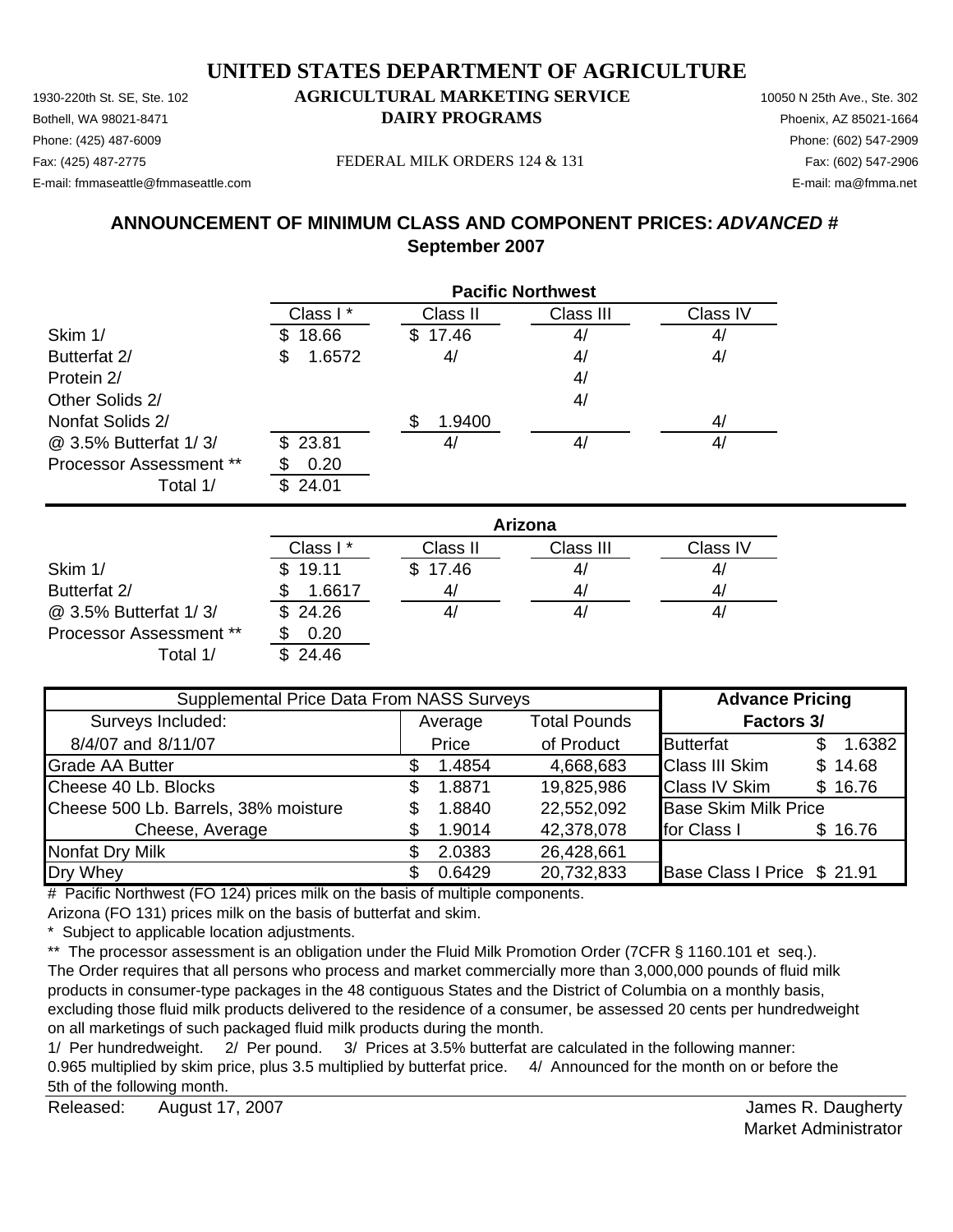# UNITED STATES DEPARTMENT OF AGRICULTURE

1930-220th St. SE, Ste. 102
Bothell, WA 98021-8471
Phone: (425) 487-6009
Fax: (425) 487-2775
E-mail: fmmaseattle@fmmaseattle.com

**AGRICULTURAL MARKETING SERVICE**
**DAIRY PROGRAMS**

FEDERAL MILK ORDERS 124 & 131

10050 N 25th Ave., Ste. 302
Phoenix, AZ 85021-1664
Phone: (602) 547-2909
Fax: (602) 547-2906
E-mail: ma@fmma.net

## ANNOUNCEMENT OF MINIMUM CLASS AND COMPONENT PRICES: *ADVANCED #*
## September 2007

| | **Pacific Northwest** | | | |
|---|---|---|---|---|
| | Class I * | Class II | Class III | Class IV |
| Skim 1/ | $ 18.66 | $ 17.46 | 4/ | 4/ |
| Butterfat 2/ | $ 1.6572 | 4/ | 4/ | 4/ |
| Protein 2/ | | | 4/ | |
| Other Solids 2/ | | | 4/ | |
| Nonfat Solids 2/ | | $ 1.9400 | | 4/ |
| @ 3.5% Butterfat 1/ 3/ | $ 23.81 | 4/ | 4/ | 4/ |
| Processor Assessment ** | $ 0.20 | | | |
| Total 1/ | $ 24.01 | | | |

| | **Arizona** | | | |
|---|---|---|---|---|
| | Class I * | Class II | Class III | Class IV |
| Skim 1/ | $ 19.11 | $ 17.46 | 4/ | 4/ |
| Butterfat 2/ | $ 1.6617 | 4/ | 4/ | 4/ |
| @ 3.5% Butterfat 1/ 3/ | $ 24.26 | 4/ | 4/ | 4/ |
| Processor Assessment ** | $ 0.20 | | | |
| Total 1/ | $ 24.46 | | | |

| Supplemental Price Data From NASS Surveys | | | **Advance Pricing Factors 3/** | |
|---|---|---|---|---|
| Surveys Included: | Average | Total Pounds | | |
| 8/4/07 and 8/11/07 | Price | of Product | Butterfat | $ 1.6382 |
| Grade AA Butter | $ 1.4854 | 4,668,683 | Class III Skim | $ 14.68 |
| Cheese 40 Lb. Blocks | $ 1.8871 | 19,825,986 | Class IV Skim | $ 16.76 |
| Cheese 500 Lb. Barrels, 38% moisture | $ 1.8840 | 22,552,092 | Base Skim Milk Price | |
| Cheese, Average | $ 1.9014 | 42,378,078 | for Class I | $ 16.76 |
| Nonfat Dry Milk | $ 2.0383 | 26,428,661 | | |
| Dry Whey | $ 0.6429 | 20,732,833 | Base Class I Price | $ 21.91 |

# Pacific Northwest (FO 124) prices milk on the basis of multiple components.
Arizona (FO 131) prices milk on the basis of butterfat and skim.

\* Subject to applicable location adjustments.

\** The processor assessment is an obligation under the Fluid Milk Promotion Order (7CFR § 1160.101 et seq.). The Order requires that all persons who process and market commercially more than 3,000,000 pounds of fluid milk products in consumer-type packages in the 48 contiguous States and the District of Columbia on a monthly basis, excluding those fluid milk products delivered to the residence of a consumer, be assessed 20 cents per hundredweight on all marketings of such packaged fluid milk products during the month.

1/ Per hundredweight. 2/ Per pound. 3/ Prices at 3.5% butterfat are calculated in the following manner: 0.965 multiplied by skim price, plus 3.5 multiplied by butterfat price. 4/ Announced for the month on or before the 5th of the following month.

Released: August 17, 2007

James R. Daugherty
Market Administrator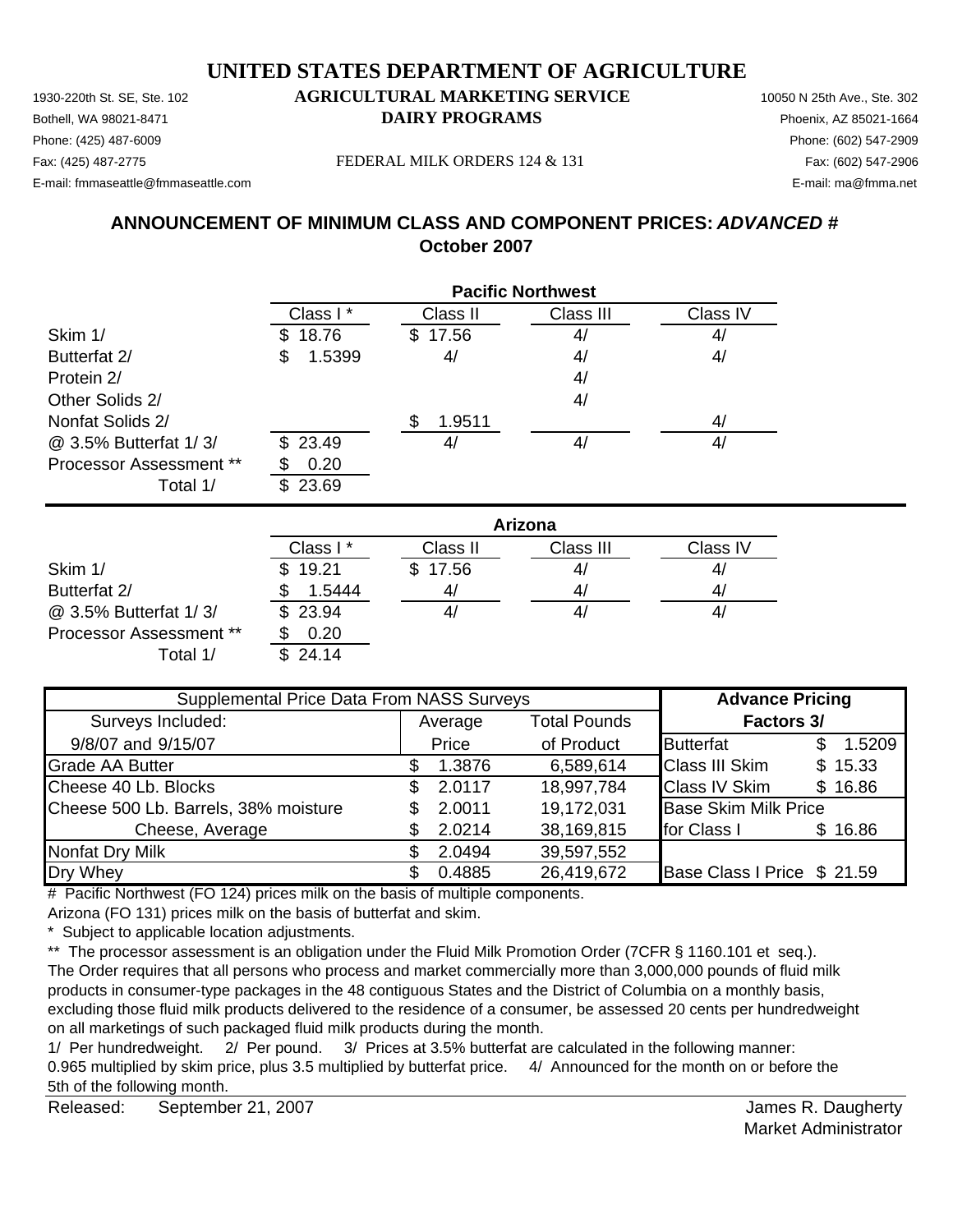# UNITED STATES DEPARTMENT OF AGRICULTURE

1930-220th St. SE, Ste. 102
Bothell, WA 98021-8471
Phone: (425) 487-6009
Fax: (425) 487-2775
E-mail: fmmaseattle@fmmaseattle.com

**AGRICULTURAL MARKETING SERVICE**
**DAIRY PROGRAMS**

FEDERAL MILK ORDERS 124 & 131

10050 N 25th Ave., Ste. 302
Phoenix, AZ 85021-1664
Phone: (602) 547-2909
Fax: (602) 547-2906
E-mail: ma@fmma.net

## ANNOUNCEMENT OF MINIMUM CLASS AND COMPONENT PRICES: *ADVANCED #*
## October 2007

**Pacific Northwest**

| | Class I * | Class II | Class III | Class IV |
|---|---|---|---|---|
| Skim 1/ | $ 18.76 | $ 17.56 | 4/ | 4/ |
| Butterfat 2/ | $ 1.5399 | 4/ | 4/ | 4/ |
| Protein 2/ | | | 4/ | |
| Other Solids 2/ | | | 4/ | |
| Nonfat Solids 2/ | | $ 1.9511 | | 4/ |
| @ 3.5% Butterfat 1/ 3/ | $ 23.49 | 4/ | 4/ | 4/ |
| Processor Assessment ** | $ 0.20 | | | |
| Total 1/ | $ 23.69 | | | |

**Arizona**

| | Class I * | Class II | Class III | Class IV |
|---|---|---|---|---|
| Skim 1/ | $ 19.21 | $ 17.56 | 4/ | 4/ |
| Butterfat 2/ | $ 1.5444 | 4/ | 4/ | 4/ |
| @ 3.5% Butterfat 1/ 3/ | $ 23.94 | 4/ | 4/ | 4/ |
| Processor Assessment ** | $ 0.20 | | | |
| Total 1/ | $ 24.14 | | | |

| Supplemental Price Data From NASS Surveys | | | Advance Pricing | |
|---|---|---|---|---|
| Surveys Included: | Average | Total Pounds | Factors 3/ | |
| 9/8/07 and 9/15/07 | Price | of Product | Butterfat | $ 1.5209 |
| Grade AA Butter | $ 1.3876 | 6,589,614 | Class III Skim | $ 15.33 |
| Cheese 40 Lb. Blocks | $ 2.0117 | 18,997,784 | Class IV Skim | $ 16.86 |
| Cheese 500 Lb. Barrels, 38% moisture | $ 2.0011 | 19,172,031 | Base Skim Milk Price | |
| Cheese, Average | $ 2.0214 | 38,169,815 | for Class I | $ 16.86 |
| Nonfat Dry Milk | $ 2.0494 | 39,597,552 | | |
| Dry Whey | $ 0.4885 | 26,419,672 | Base Class I Price | $ 21.59 |

# Pacific Northwest (FO 124) prices milk on the basis of multiple components.
Arizona (FO 131) prices milk on the basis of butterfat and skim.

* Subject to applicable location adjustments.

** The processor assessment is an obligation under the Fluid Milk Promotion Order (7CFR § 1160.101 et seq.). The Order requires that all persons who process and market commercially more than 3,000,000 pounds of fluid milk products in consumer-type packages in the 48 contiguous States and the District of Columbia on a monthly basis, excluding those fluid milk products delivered to the residence of a consumer, be assessed 20 cents per hundredweight on all marketings of such packaged fluid milk products during the month.

1/ Per hundredweight. 2/ Per pound. 3/ Prices at 3.5% butterfat are calculated in the following manner: 0.965 multiplied by skim price, plus 3.5 multiplied by butterfat price. 4/ Announced for the month on or before the 5th of the following month.

Released: September 21, 2007

James R. Daugherty
Market Administrator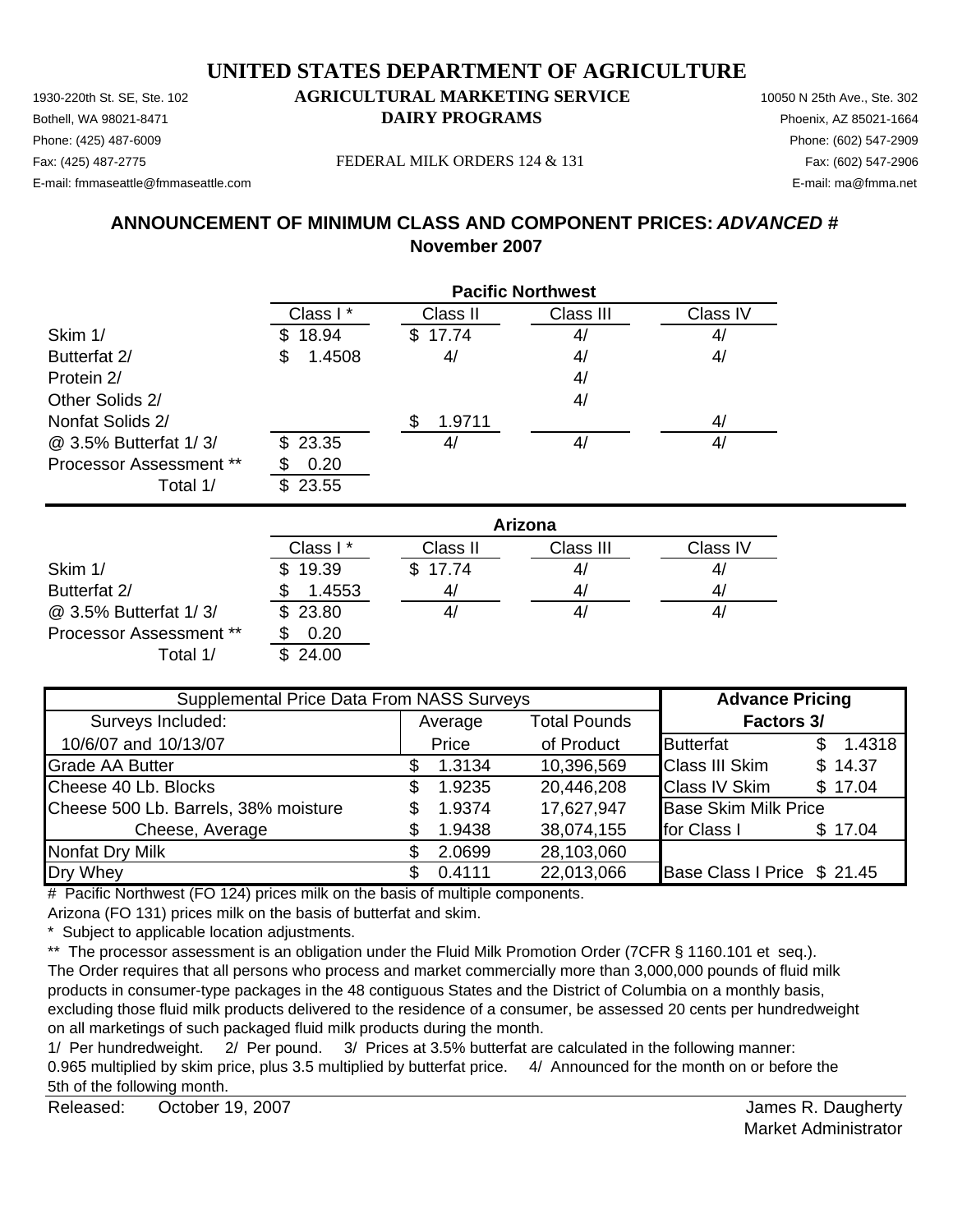# UNITED STATES DEPARTMENT OF AGRICULTURE

1930-220th St. SE, Ste. 102
Bothell, WA 98021-8471
Phone: (425) 487-6009
Fax: (425) 487-2775
E-mail: fmmaseattle@fmmaseattle.com

**AGRICULTURAL MARKETING SERVICE**
**DAIRY PROGRAMS**

FEDERAL MILK ORDERS 124 & 131

10050 N 25th Ave., Ste. 302
Phoenix, AZ 85021-1664
Phone: (602) 547-2909
Fax: (602) 547-2906
E-mail: ma@fmma.net

## ANNOUNCEMENT OF MINIMUM CLASS AND COMPONENT PRICES: *ADVANCED #*
## November 2007

| | Pacific Northwest | | | |
|---|---|---|---|---|
| | Class I * | Class II | Class III | Class IV |
| Skim 1/ | $ 18.94 | $ 17.74 | 4/ | 4/ |
| Butterfat 2/ | $ 1.4508 | 4/ | 4/ | 4/ |
| Protein 2/ | | | 4/ | |
| Other Solids 2/ | | | 4/ | |
| Nonfat Solids 2/ | | $ 1.9711 | | 4/ |
| @ 3.5% Butterfat 1/ 3/ | $ 23.35 | 4/ | 4/ | 4/ |
| Processor Assessment ** | $ 0.20 | | | |
| Total 1/ | $ 23.55 | | | |

| | Arizona | | | |
|---|---|---|---|---|
| | Class I * | Class II | Class III | Class IV |
| Skim 1/ | $ 19.39 | $ 17.74 | 4/ | 4/ |
| Butterfat 2/ | $ 1.4553 | 4/ | 4/ | 4/ |
| @ 3.5% Butterfat 1/ 3/ | $ 23.80 | 4/ | 4/ | 4/ |
| Processor Assessment ** | $ 0.20 | | | |
| Total 1/ | $ 24.00 | | | |

| Supplemental Price Data From NASS Surveys | | | Advance Pricing | |
|---|---|---|---|---|
| Surveys Included: | Average | Total Pounds | Factors 3/ | |
| 10/6/07 and 10/13/07 | Price | of Product | Butterfat | $ 1.4318 |
| Grade AA Butter | $ 1.3134 | 10,396,569 | Class III Skim | $ 14.37 |
| Cheese 40 Lb. Blocks | $ 1.9235 | 20,446,208 | Class IV Skim | $ 17.04 |
| Cheese 500 Lb. Barrels, 38% moisture | $ 1.9374 | 17,627,947 | Base Skim Milk Price | |
| Cheese, Average | $ 1.9438 | 38,074,155 | for Class I | $ 17.04 |
| Nonfat Dry Milk | $ 2.0699 | 28,103,060 | | |
| Dry Whey | $ 0.4111 | 22,013,066 | Base Class I Price | $ 21.45 |

\# Pacific Northwest (FO 124) prices milk on the basis of multiple components.
Arizona (FO 131) prices milk on the basis of butterfat and skim.

\* Subject to applicable location adjustments.

** The processor assessment is an obligation under the Fluid Milk Promotion Order (7CFR § 1160.101 et seq.). The Order requires that all persons who process and market commercially more than 3,000,000 pounds of fluid milk products in consumer-type packages in the 48 contiguous States and the District of Columbia on a monthly basis, excluding those fluid milk products delivered to the residence of a consumer, be assessed 20 cents per hundredweight on all marketings of such packaged fluid milk products during the month.

1/ Per hundredweight. 2/ Per pound. 3/ Prices at 3.5% butterfat are calculated in the following manner: 0.965 multiplied by skim price, plus 3.5 multiplied by butterfat price. 4/ Announced for the month on or before the 5th of the following month.

Released: October 19, 2007

James R. Daugherty
Market Administrator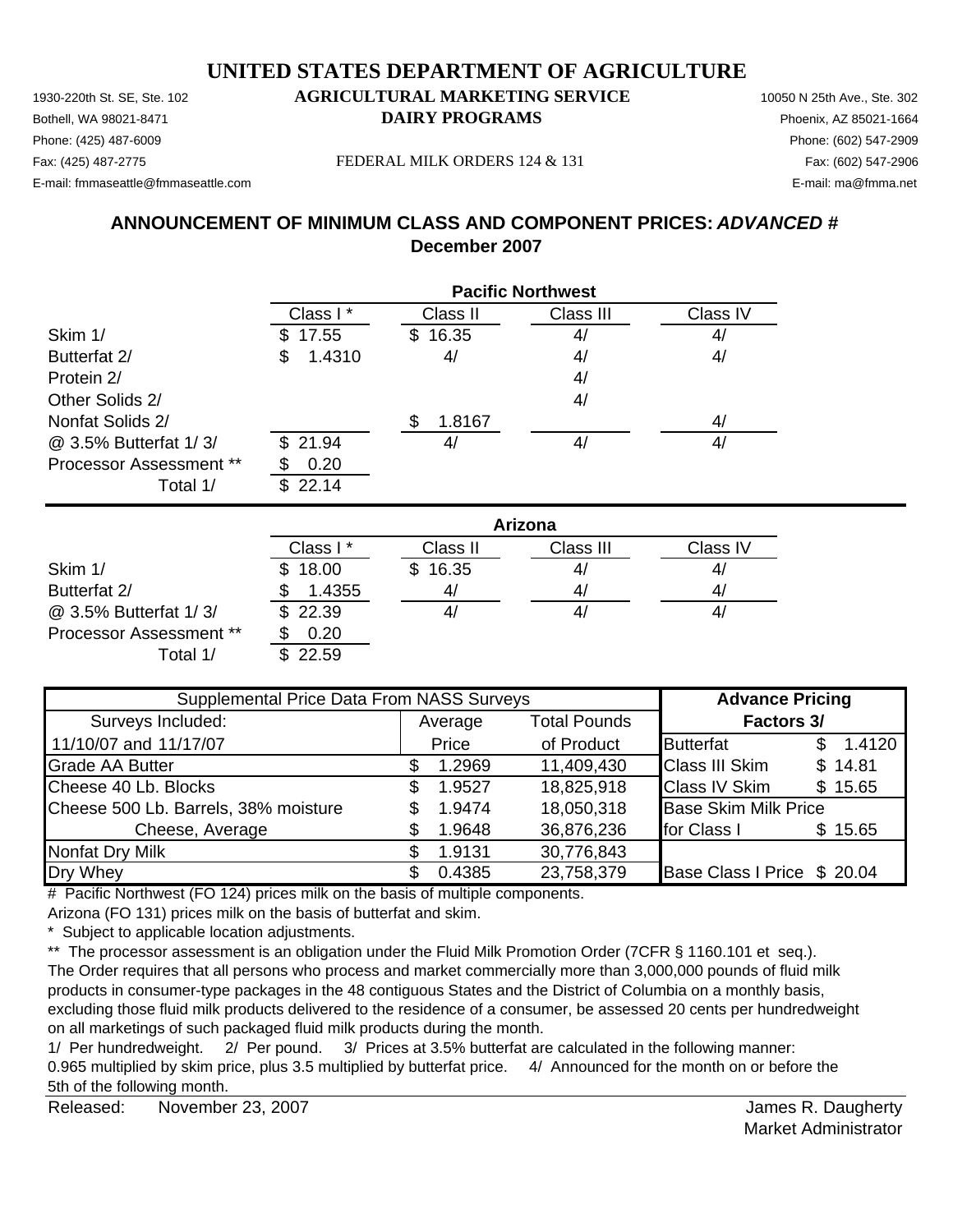# UNITED STATES DEPARTMENT OF AGRICULTURE

1930-220th St. SE, Ste. 102
Bothell, WA 98021-8471
Phone: (425) 487-6009
Fax: (425) 487-2775
E-mail: fmmaseattle@fmmaseattle.com

**AGRICULTURAL MARKETING SERVICE**
**DAIRY PROGRAMS**

FEDERAL MILK ORDERS 124 & 131

10050 N 25th Ave., Ste. 302
Phoenix, AZ 85021-1664
Phone: (602) 547-2909
Fax: (602) 547-2906
E-mail: ma@fmma.net

## ANNOUNCEMENT OF MINIMUM CLASS AND COMPONENT PRICES: *ADVANCED #*
## December 2007

| | Pacific Northwest | | | |
|---|---|---|---|---|
| | Class I * | Class II | Class III | Class IV |
| Skim 1/ | $ 17.55 | $ 16.35 | 4/ | 4/ |
| Butterfat 2/ | $ 1.4310 | 4/ | 4/ | 4/ |
| Protein 2/ | | | 4/ | |
| Other Solids 2/ | | | 4/ | |
| Nonfat Solids 2/ | | $ 1.8167 | | 4/ |
| @ 3.5% Butterfat 1/ 3/ | $ 21.94 | 4/ | 4/ | 4/ |
| Processor Assessment ** | $ 0.20 | | | |
| Total 1/ | $ 22.14 | | | |

| | Arizona | | | |
|---|---|---|---|---|
| | Class I * | Class II | Class III | Class IV |
| Skim 1/ | $ 18.00 | $ 16.35 | 4/ | 4/ |
| Butterfat 2/ | $ 1.4355 | 4/ | 4/ | 4/ |
| @ 3.5% Butterfat 1/ 3/ | $ 22.39 | 4/ | 4/ | 4/ |
| Processor Assessment ** | $ 0.20 | | | |
| Total 1/ | $ 22.59 | | | |

| Supplemental Price Data From NASS Surveys | | | Advance Pricing Factors 3/ | |
|---|---|---|---|---|
| Surveys Included: | Average | Total Pounds | | |
| 11/10/07 and 11/17/07 | Price | of Product | Butterfat | $ 1.4120 |
| Grade AA Butter | $ 1.2969 | 11,409,430 | Class III Skim | $ 14.81 |
| Cheese 40 Lb. Blocks | $ 1.9527 | 18,825,918 | Class IV Skim | $ 15.65 |
| Cheese 500 Lb. Barrels, 38% moisture | $ 1.9474 | 18,050,318 | Base Skim Milk Price | |
| Cheese, Average | $ 1.9648 | 36,876,236 | for Class I | $ 15.65 |
| Nonfat Dry Milk | $ 1.9131 | 30,776,843 | | |
| Dry Whey | $ 0.4385 | 23,758,379 | Base Class I Price | $ 20.04 |

\# Pacific Northwest (FO 124) prices milk on the basis of multiple components.
Arizona (FO 131) prices milk on the basis of butterfat and skim.

\* Subject to applicable location adjustments.

\*\* The processor assessment is an obligation under the Fluid Milk Promotion Order (7CFR § 1160.101 et seq.). The Order requires that all persons who process and market commercially more than 3,000,000 pounds of fluid milk products in consumer-type packages in the 48 contiguous States and the District of Columbia on a monthly basis, excluding those fluid milk products delivered to the residence of a consumer, be assessed 20 cents per hundredweight on all marketings of such packaged fluid milk products during the month.

1/ Per hundredweight. 2/ Per pound. 3/ Prices at 3.5% butterfat are calculated in the following manner: 0.965 multiplied by skim price, plus 3.5 multiplied by butterfat price. 4/ Announced for the month on or before the 5th of the following month.

Released: November 23, 2007

James R. Daugherty
Market Administrator